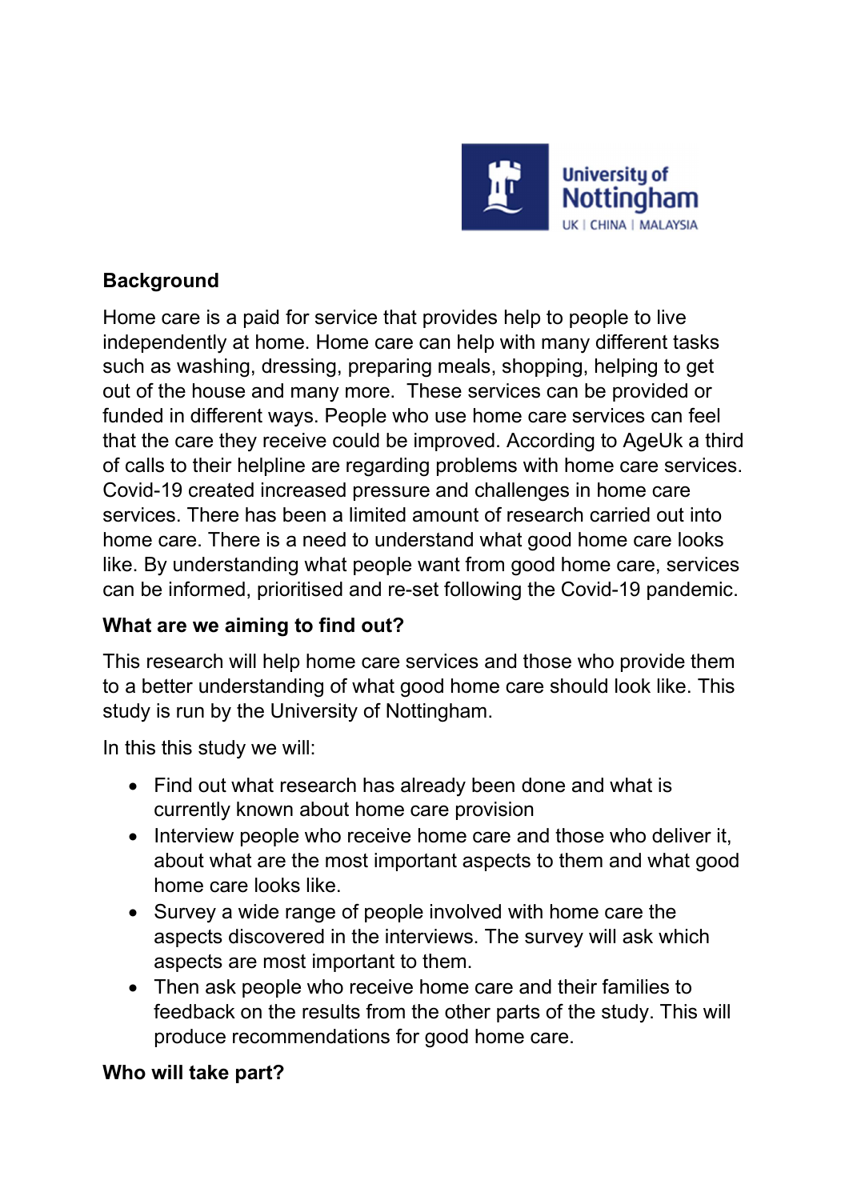## Background

Home care is a paid for service that provides help to people to live independently at home. Home care can help with many different tasks such as washing, dressing, preparing meals, shopping, helping to get out of the house and many more. These services can be provided or funded in different ways. People who use home care services can feel that the care they receive could be improved. According to AgeUk a third of calls to their helpline are regarding problems with home care services. Covid-19 created increased pressure and challenges in home care services. There has been a limited amount of research carried out into home care. There is a need to understand what good home care looks like. By understanding what people want from good home care, services can be informed, prioritised and re-set following the Covid-19 pandemic.

## What are we aiming to find out?

This research will help home care services and those who provide them to a better understanding of what good home care should look like. This study is run by the University of Nottingham.

In this this study we will:

- Find out what research has already been done and what is currently known about home care provision
- Interview people who receive home care and those who deliver it, about what are the most important aspects to them and what good home care looks like.
- Survey a wide range of people involved with home care the aspects discovered in the interviews. The survey will ask which aspects are most important to them.
- Then ask people who receive home care and their families to feedback on the results from the other parts of the study. This will produce recommendations for good home care.

## Who will take part?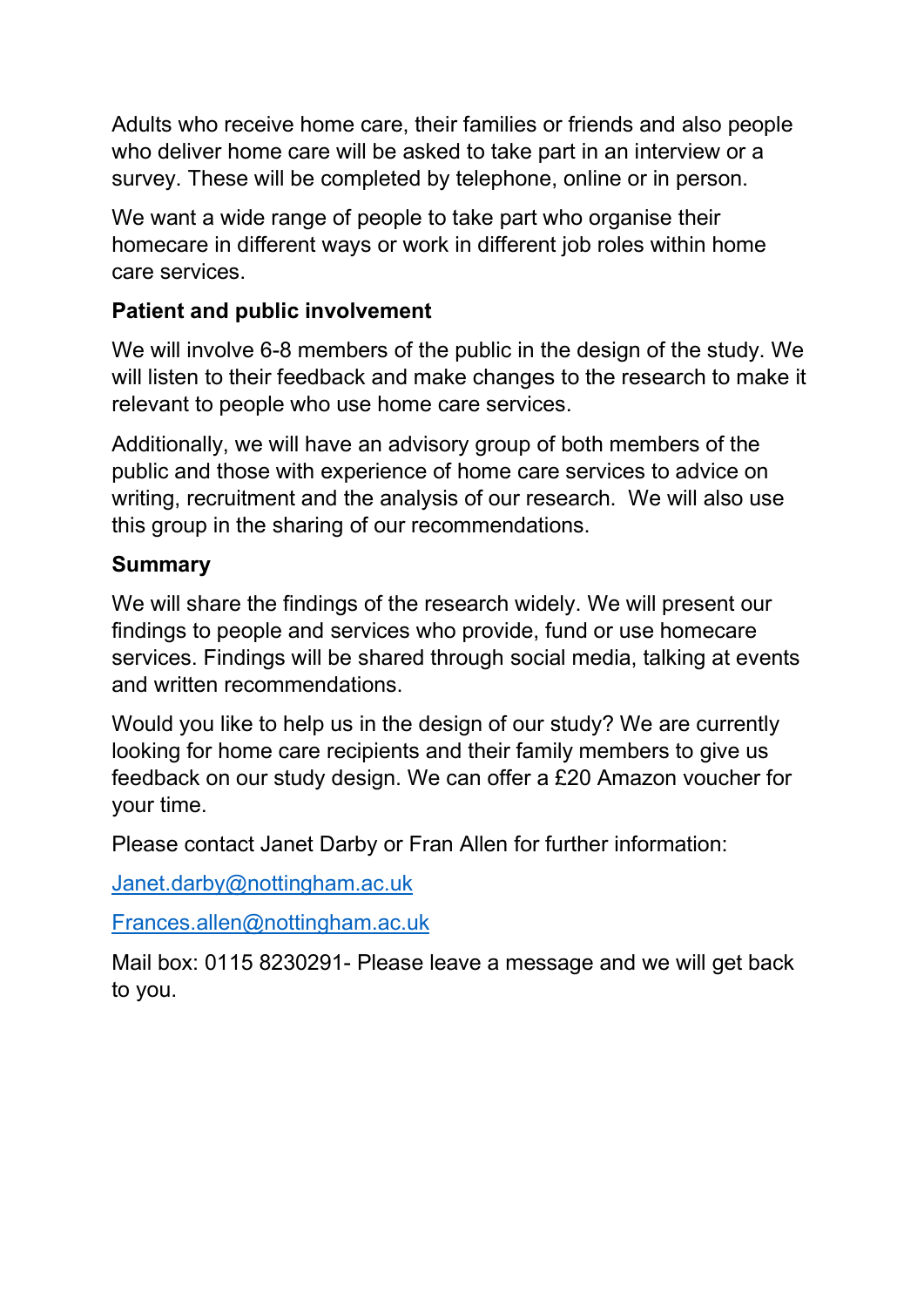Adults who receive home care, their families or friends and also people who deliver home care will be asked to take part in an interview or a survey. These will be completed by telephone, online or in person.

We want a wide range of people to take part who organise their homecare in different ways or work in different job roles within home care services.

**Patient and public involvement**

We will involve 6-8 members of the public in the design of the study. We will listen to their feedback and make changes to the research to make it relevant to people who use home care services.

Additionally, we will have an advisory group of both members of the public and those with experience of home care services to advice on writing, recruitment and the analysis of our research. We will also use this group in the sharing of our recommendations.

**Summary**

We will share the findings of the research widely. We will present our findings to people and services who provide, fund or use homecare services. Findings will be shared through social media, talking at events and written recommendations.

Would you like to help us in the design of our study? We are currently looking for home care recipients and their family members to give us feedback on our study design. We can offer a £20 Amazon voucher for your time.

Please contact Janet Darby or Fran Allen for further information:

Janet.darby@nottingham.ac.uk

Frances.allen@nottingham.ac.uk

Mail box: 0115 8230291- Please leave a message and we will get back to you.